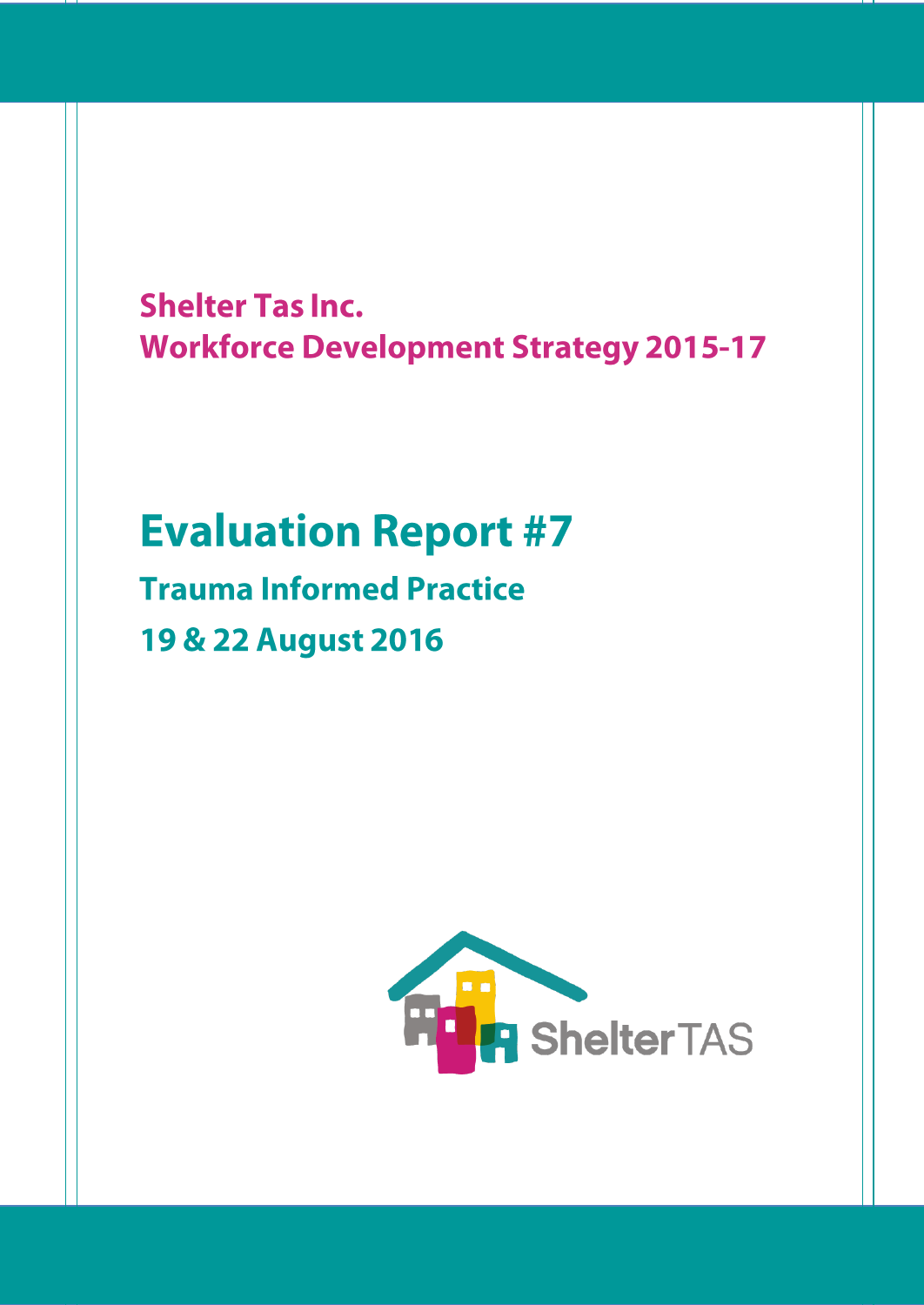**Shelter Tas Inc.**
**Workforce Development Strategy 2015-17**

# Evaluation Report #7

## Trauma Informed Practice

## 19 & 22 August 2016

ShelterTAS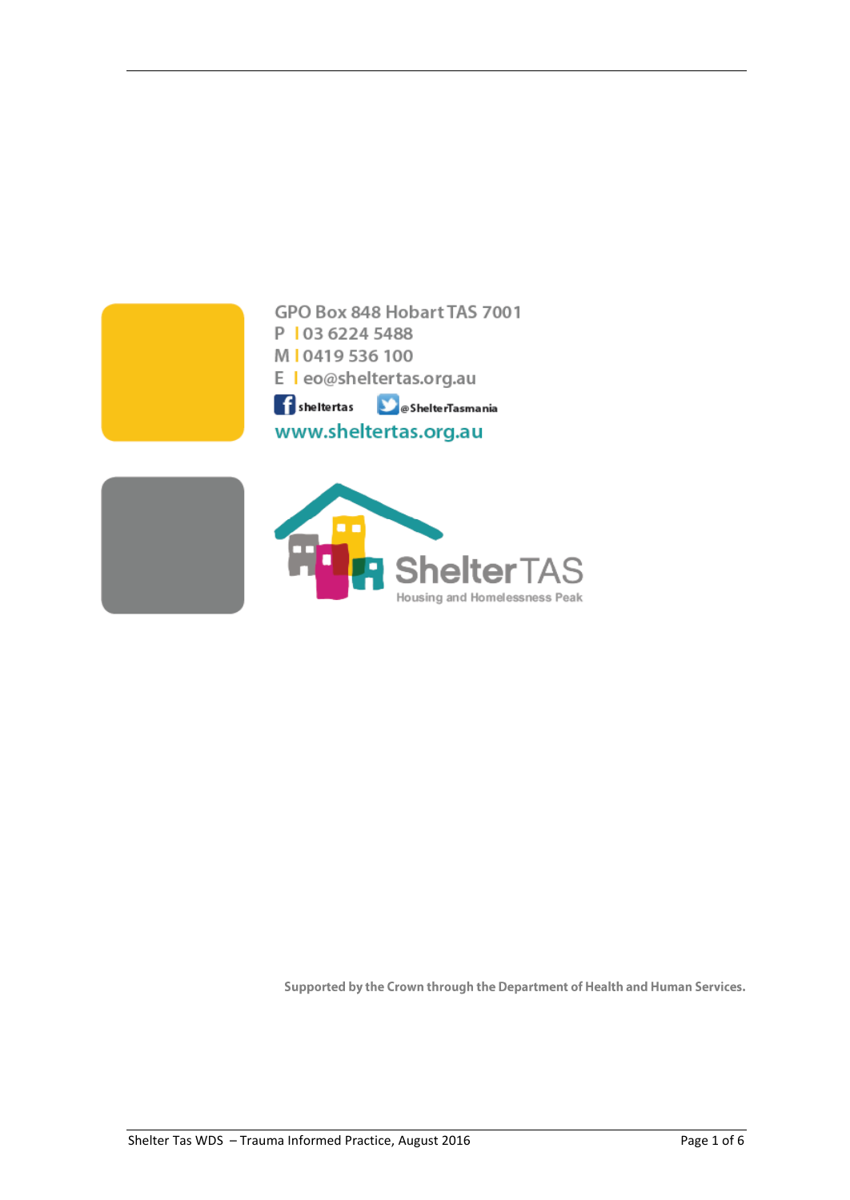GPO Box 848 Hobart TAS 7001

P | 03 6224 5488

M | 0419 536 100

E | eo@sheltertas.org.au

sheltertas @ShelterTasmania

www.sheltertas.org.au

Shelter TAS

Housing and Homelessness Peak

Supported by the Crown through the Department of Health and Human Services.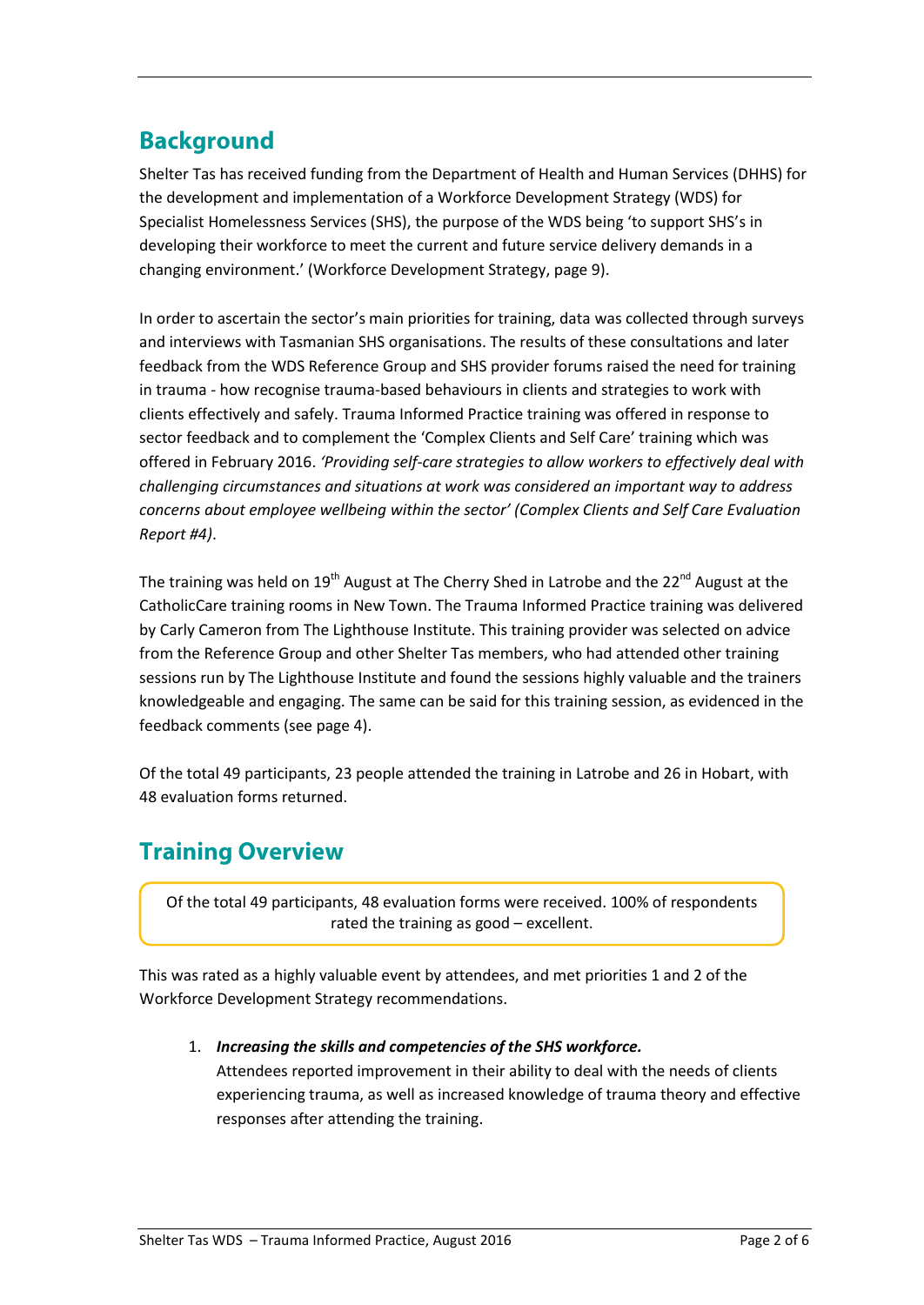## Background

Shelter Tas has received funding from the Department of Health and Human Services (DHHS) for the development and implementation of a Workforce Development Strategy (WDS) for Specialist Homelessness Services (SHS), the purpose of the WDS being 'to support SHS's in developing their workforce to meet the current and future service delivery demands in a changing environment.' (Workforce Development Strategy, page 9).

In order to ascertain the sector's main priorities for training, data was collected through surveys and interviews with Tasmanian SHS organisations. The results of these consultations and later feedback from the WDS Reference Group and SHS provider forums raised the need for training in trauma - how recognise trauma-based behaviours in clients and strategies to work with clients effectively and safely. Trauma Informed Practice training was offered in response to sector feedback and to complement the 'Complex Clients and Self Care' training which was offered in February 2016. *'Providing self-care strategies to allow workers to effectively deal with challenging circumstances and situations at work was considered an important way to address concerns about employee wellbeing within the sector' (Complex Clients and Self Care Evaluation Report #4)*.

The training was held on 19th August at The Cherry Shed in Latrobe and the 22nd August at the CatholicCare training rooms in New Town. The Trauma Informed Practice training was delivered by Carly Cameron from The Lighthouse Institute. This training provider was selected on advice from the Reference Group and other Shelter Tas members, who had attended other training sessions run by The Lighthouse Institute and found the sessions highly valuable and the trainers knowledgeable and engaging. The same can be said for this training session, as evidenced in the feedback comments (see page 4).

Of the total 49 participants, 23 people attended the training in Latrobe and 26 in Hobart, with 48 evaluation forms returned.

## Training Overview

> Of the total 49 participants, 48 evaluation forms were received. 100% of respondents rated the training as good – excellent.

This was rated as a highly valuable event by attendees, and met priorities 1 and 2 of the Workforce Development Strategy recommendations.

1. ***Increasing the skills and competencies of the SHS workforce.***
   Attendees reported improvement in their ability to deal with the needs of clients experiencing trauma, as well as increased knowledge of trauma theory and effective responses after attending the training.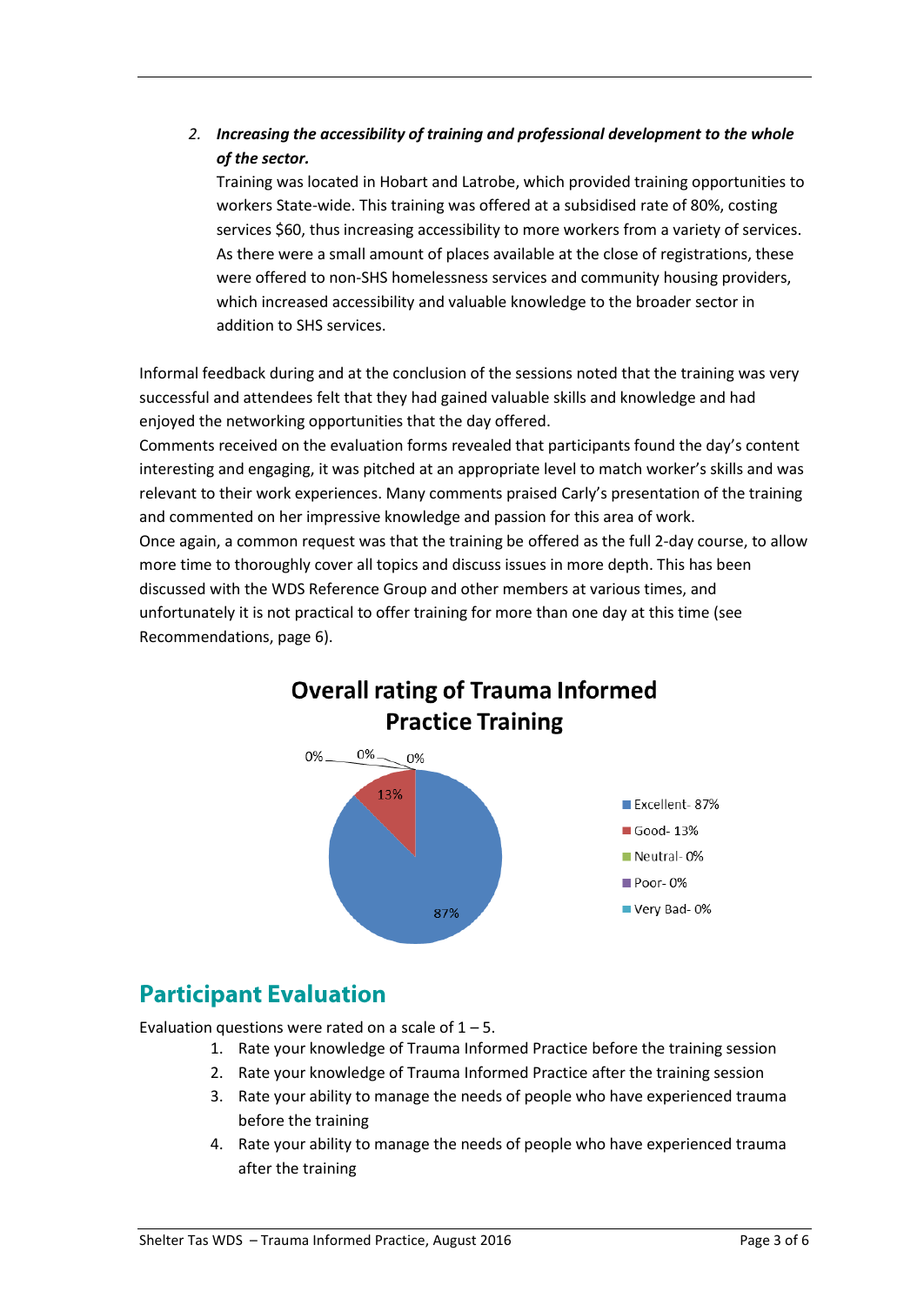2. ***Increasing the accessibility of training and professional development to the whole of the sector.***

   Training was located in Hobart and Latrobe, which provided training opportunities to workers State-wide. This training was offered at a subsidised rate of 80%, costing services $60, thus increasing accessibility to more workers from a variety of services. As there were a small amount of places available at the close of registrations, these were offered to non-SHS homelessness services and community housing providers, which increased accessibility and valuable knowledge to the broader sector in addition to SHS services.

Informal feedback during and at the conclusion of the sessions noted that the training was very successful and attendees felt that they had gained valuable skills and knowledge and had enjoyed the networking opportunities that the day offered.

Comments received on the evaluation forms revealed that participants found the day's content interesting and engaging, it was pitched at an appropriate level to match worker's skills and was relevant to their work experiences. Many comments praised Carly's presentation of the training and commented on her impressive knowledge and passion for this area of work.

Once again, a common request was that the training be offered as the full 2-day course, to allow more time to thoroughly cover all topics and discuss issues in more depth. This has been discussed with the WDS Reference Group and other members at various times, and unfortunately it is not practical to offer training for more than one day at this time (see Recommendations, page 6).

**Overall rating of Trauma Informed Practice Training**

- Excellent- 87%
- Good- 13%
- Neutral- 0%
- Poor- 0%
- Very Bad- 0%

## Participant Evaluation

Evaluation questions were rated on a scale of 1 – 5.

1. Rate your knowledge of Trauma Informed Practice before the training session
2. Rate your knowledge of Trauma Informed Practice after the training session
3. Rate your ability to manage the needs of people who have experienced trauma before the training
4. Rate your ability to manage the needs of people who have experienced trauma after the training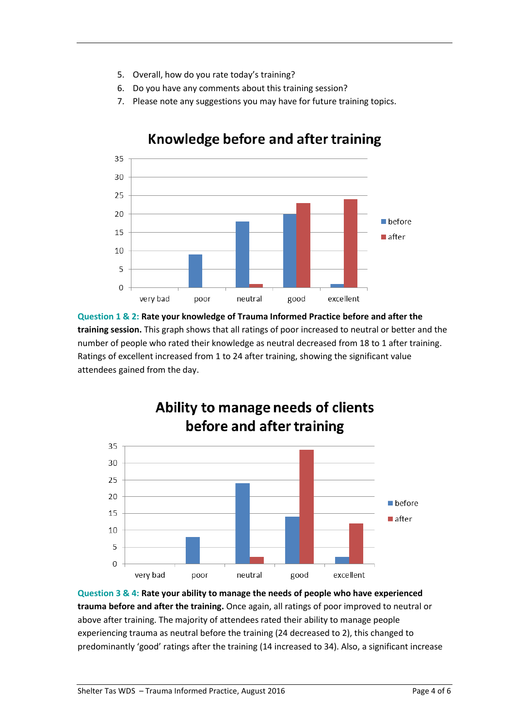5. Overall, how do you rate today's training?
6. Do you have any comments about this training session?
7. Please note any suggestions you may have for future training topics.

**Knowledge before and after training**

**Question 1 & 2: Rate your knowledge of Trauma Informed Practice before and after the training session.** This graph shows that all ratings of poor increased to neutral or better and the number of people who rated their knowledge as neutral decreased from 18 to 1 after training. Ratings of excellent increased from 1 to 24 after training, showing the significant value attendees gained from the day.

**Ability to manage needs of clients before and after training**

**Question 3 & 4: Rate your ability to manage the needs of people who have experienced trauma before and after the training.** Once again, all ratings of poor improved to neutral or above after training. The majority of attendees rated their ability to manage people experiencing trauma as neutral before the training (24 decreased to 2), this changed to predominantly 'good' ratings after the training (14 increased to 34). Also, a significant increase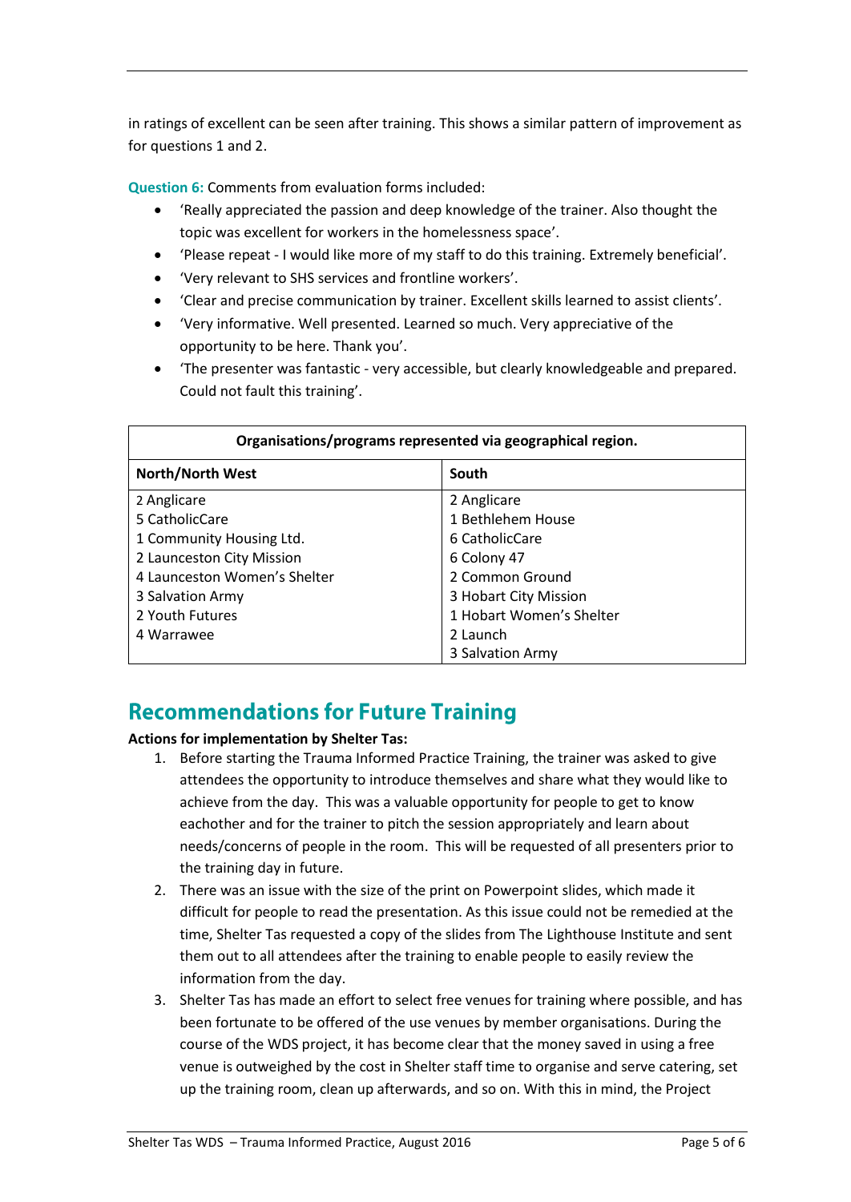in ratings of excellent can be seen after training. This shows a similar pattern of improvement as for questions 1 and 2.

**Question 6:** Comments from evaluation forms included:

- 'Really appreciated the passion and deep knowledge of the trainer. Also thought the topic was excellent for workers in the homelessness space'.
- 'Please repeat - I would like more of my staff to do this training. Extremely beneficial'.
- 'Very relevant to SHS services and frontline workers'.
- 'Clear and precise communication by trainer. Excellent skills learned to assist clients'.
- 'Very informative. Well presented. Learned so much. Very appreciative of the opportunity to be here. Thank you'.
- 'The presenter was fantastic - very accessible, but clearly knowledgeable and prepared. Could not fault this training'.

| Organisations/programs represented via geographical region. | |
|---|---|
| **North/North West** | **South** |
| 2 Anglicare | 2 Anglicare |
| 5 CatholicCare | 1 Bethlehem House |
| 1 Community Housing Ltd. | 6 CatholicCare |
| 2 Launceston City Mission | 6 Colony 47 |
| 4 Launceston Women's Shelter | 2 Common Ground |
| 3 Salvation Army | 3 Hobart City Mission |
| 2 Youth Futures | 1 Hobart Women's Shelter |
| 4 Warrawee | 2 Launch |
| | 3 Salvation Army |

## Recommendations for Future Training

**Actions for implementation by Shelter Tas:**

1. Before starting the Trauma Informed Practice Training, the trainer was asked to give attendees the opportunity to introduce themselves and share what they would like to achieve from the day. This was a valuable opportunity for people to get to know eachother and for the trainer to pitch the session appropriately and learn about needs/concerns of people in the room. This will be requested of all presenters prior to the training day in future.
2. There was an issue with the size of the print on Powerpoint slides, which made it difficult for people to read the presentation. As this issue could not be remedied at the time, Shelter Tas requested a copy of the slides from The Lighthouse Institute and sent them out to all attendees after the training to enable people to easily review the information from the day.
3. Shelter Tas has made an effort to select free venues for training where possible, and has been fortunate to be offered of the use venues by member organisations. During the course of the WDS project, it has become clear that the money saved in using a free venue is outweighed by the cost in Shelter staff time to organise and serve catering, set up the training room, clean up afterwards, and so on. With this in mind, the Project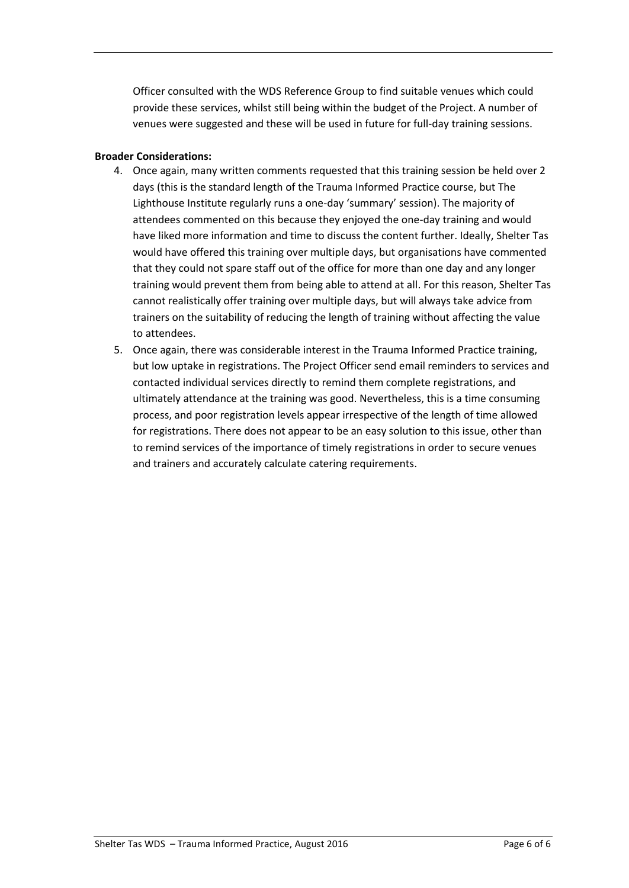Officer consulted with the WDS Reference Group to find suitable venues which could provide these services, whilst still being within the budget of the Project. A number of venues were suggested and these will be used in future for full-day training sessions.

**Broader Considerations:**

4. Once again, many written comments requested that this training session be held over 2 days (this is the standard length of the Trauma Informed Practice course, but The Lighthouse Institute regularly runs a one-day 'summary' session). The majority of attendees commented on this because they enjoyed the one-day training and would have liked more information and time to discuss the content further. Ideally, Shelter Tas would have offered this training over multiple days, but organisations have commented that they could not spare staff out of the office for more than one day and any longer training would prevent them from being able to attend at all. For this reason, Shelter Tas cannot realistically offer training over multiple days, but will always take advice from trainers on the suitability of reducing the length of training without affecting the value to attendees.
5. Once again, there was considerable interest in the Trauma Informed Practice training, but low uptake in registrations. The Project Officer send email reminders to services and contacted individual services directly to remind them complete registrations, and ultimately attendance at the training was good. Nevertheless, this is a time consuming process, and poor registration levels appear irrespective of the length of time allowed for registrations. There does not appear to be an easy solution to this issue, other than to remind services of the importance of timely registrations in order to secure venues and trainers and accurately calculate catering requirements.